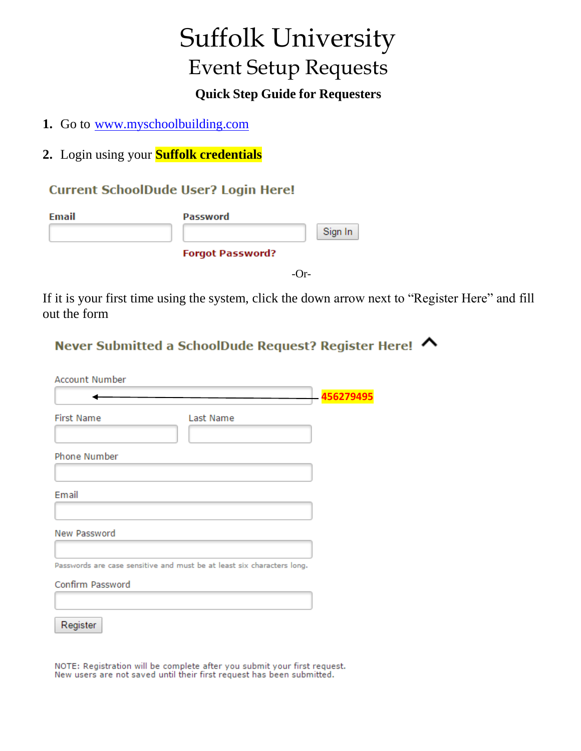# Suffolk University

## Event Setup Requests

### Quick Step Guide for Requesters

1. Go to www.myschoolbuilding.com

2. Login using your **Suffolk credentials**

**Current SchoolDude User? Login Here!**

Email

Password

Sign In

Forgot Password?

-Or-

If it is your first time using the system, click the down arrow next to "Register Here" and fill out the form

**Never Submitted a SchoolDude Request? Register Here!**

Account Number — **456279495**

First Name

Last Name

Phone Number

Email

New Password

Passwords are case sensitive and must be at least six characters long.

Confirm Password

Register

NOTE: Registration will be complete after you submit your first request.
New users are not saved until their first request has been submitted.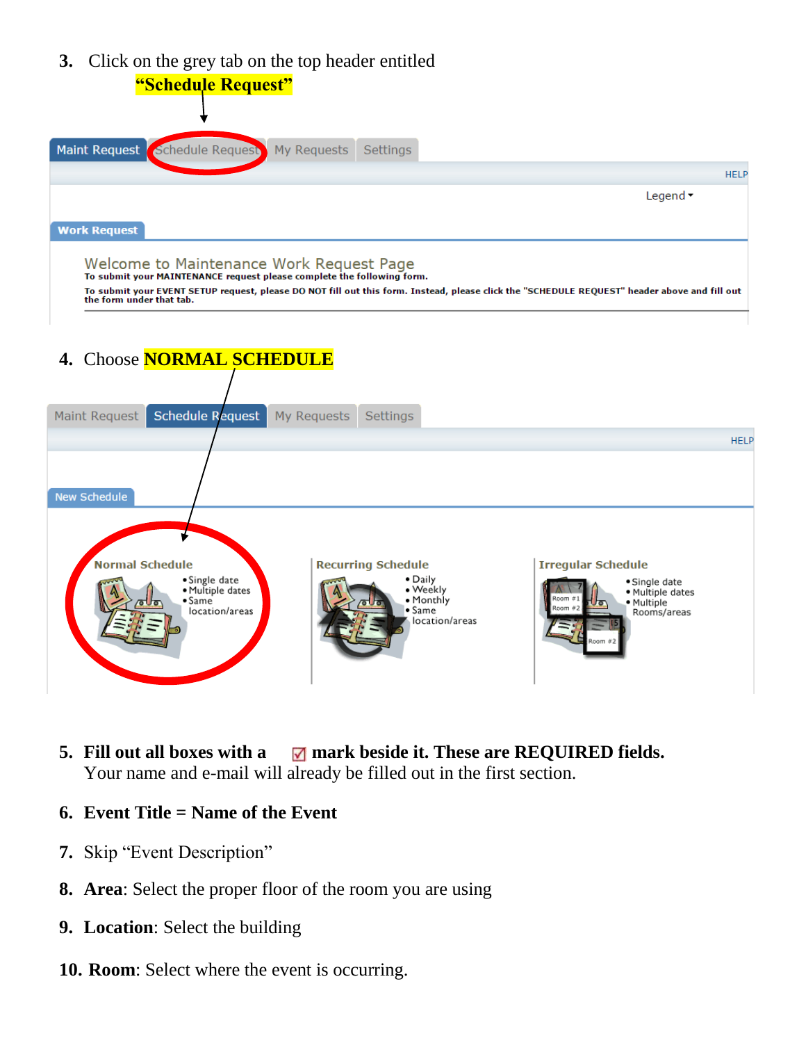3. Click on the grey tab on the top header entitled **"Schedule Request"**

Maint Request | Schedule Request | My Requests | Settings

HELP

Legend ▾

**Work Request**

Welcome to Maintenance Work Request Page

**To submit your MAINTENANCE request please complete the following form.**

**To submit your EVENT SETUP request, please DO NOT fill out this form. Instead, please click the "SCHEDULE REQUEST" header above and fill out the form under that tab.**

4. Choose **NORMAL SCHEDULE**

Maint Request | Schedule Request | My Requests | Settings

HELP

**New Schedule**

**Normal Schedule**
- Single date
- Multiple dates
- Same location/areas

**Recurring Schedule**
- Daily
- Weekly
- Monthly
- Same location/areas

**Irregular Schedule**
- Single date
- Multiple dates
- Multiple Rooms/areas

5. **Fill out all boxes with a ☑ mark beside it. These are REQUIRED fields.** Your name and e-mail will already be filled out in the first section.

6. **Event Title = Name of the Event**

7. Skip "Event Description"

8. **Area**: Select the proper floor of the room you are using

9. **Location**: Select the building

10. **Room**: Select where the event is occurring.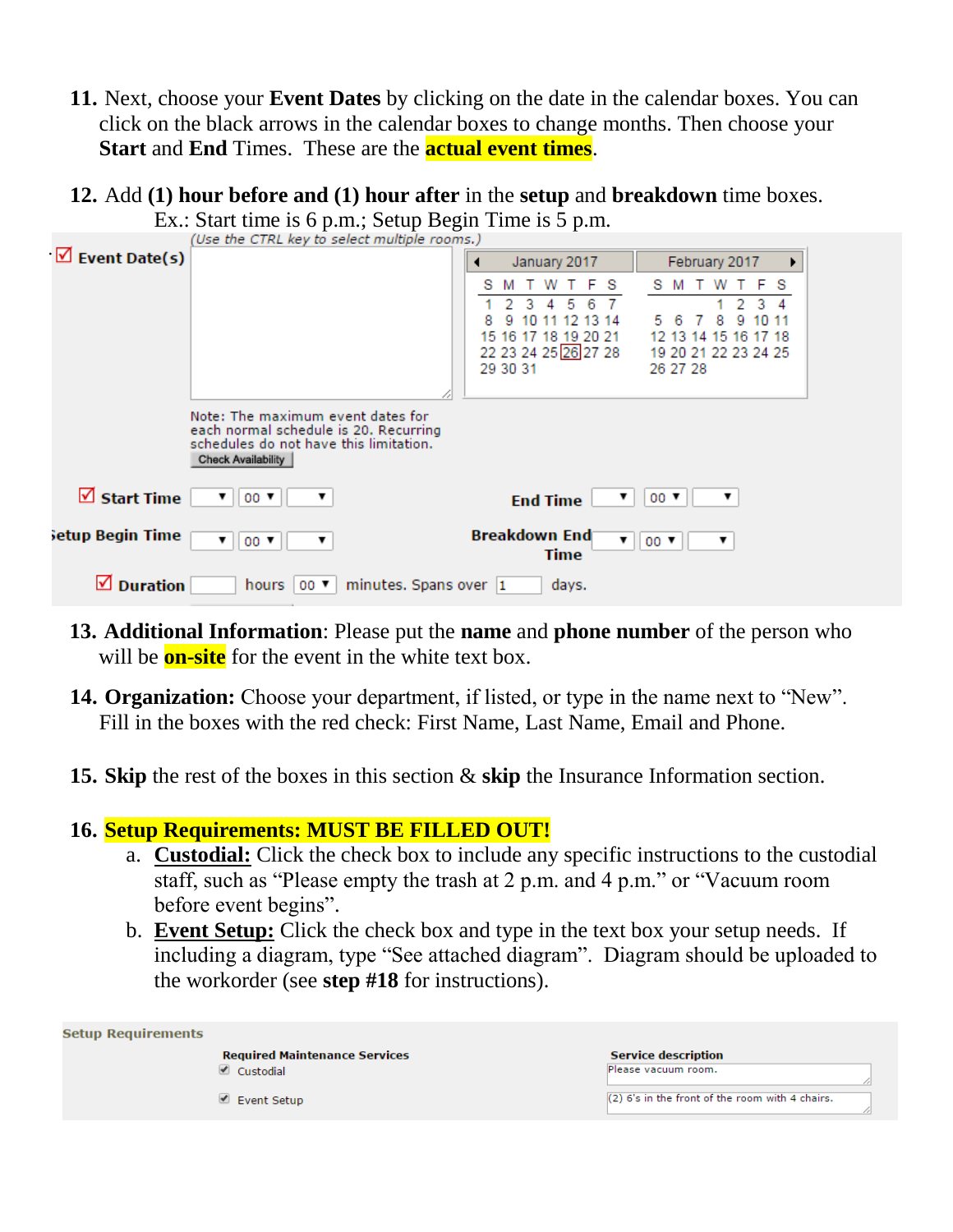11. Next, choose your **Event Dates** by clicking on the date in the calendar boxes. You can click on the black arrows in the calendar boxes to change months. Then choose your **Start** and **End** Times. These are the **actual event times**.

12. Add **(1) hour before and (1) hour after** in the **setup** and **breakdown** time boxes.
    Ex.: Start time is 6 p.m.; Setup Begin Time is 5 p.m.

(Use the CTRL key to select multiple rooms.)

**Event Date(s)**

January 2017 | February 2017

Note: The maximum event dates for each normal schedule is 20. Recurring schedules do not have this limitation.

Check Availability

**Start Time** 00 | **End Time** 00

**Setup Begin Time** 00 | **Breakdown End Time** 00

**Duration** hours 00 minutes. Spans over 1 days.

13. **Additional Information**: Please put the **name** and **phone number** of the person who will be **on-site** for the event in the white text box.

14. **Organization:** Choose your department, if listed, or type in the name next to "New". Fill in the boxes with the red check: First Name, Last Name, Email and Phone.

15. **Skip** the rest of the boxes in this section & **skip** the Insurance Information section.

16. **Setup Requirements: MUST BE FILLED OUT!**
    a. **Custodial:** Click the check box to include any specific instructions to the custodial staff, such as "Please empty the trash at 2 p.m. and 4 p.m." or "Vacuum room before event begins".
    b. **Event Setup:** Click the check box and type in the text box your setup needs. If including a diagram, type "See attached diagram". Diagram should be uploaded to the workorder (see **step #18** for instructions).

**Setup Requirements**

| Required Maintenance Services | Service description |
|---|---|
| ☑ Custodial | Please vacuum room. |
| ☑ Event Setup | (2) 6's in the front of the room with 4 chairs. |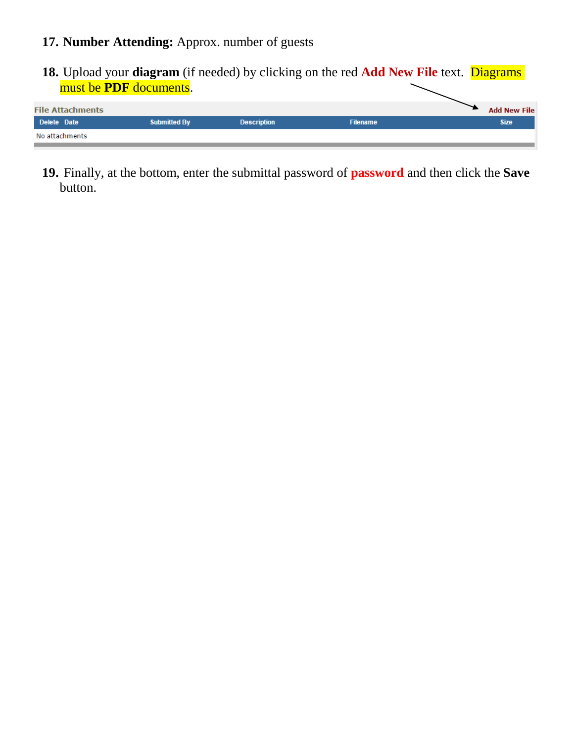17. **Number Attending:** Approx. number of guests

18. Upload your **diagram** (if needed) by clicking on the red **Add New File** text. Diagrams must be **PDF** documents.

File Attachments — Add New File

| Delete | Date | Submitted By | Description | Filename | Size |
|---|---|---|---|---|---|
| No attachments | | | | | |

19. Finally, at the bottom, enter the submittal password of **password** and then click the **Save** button.